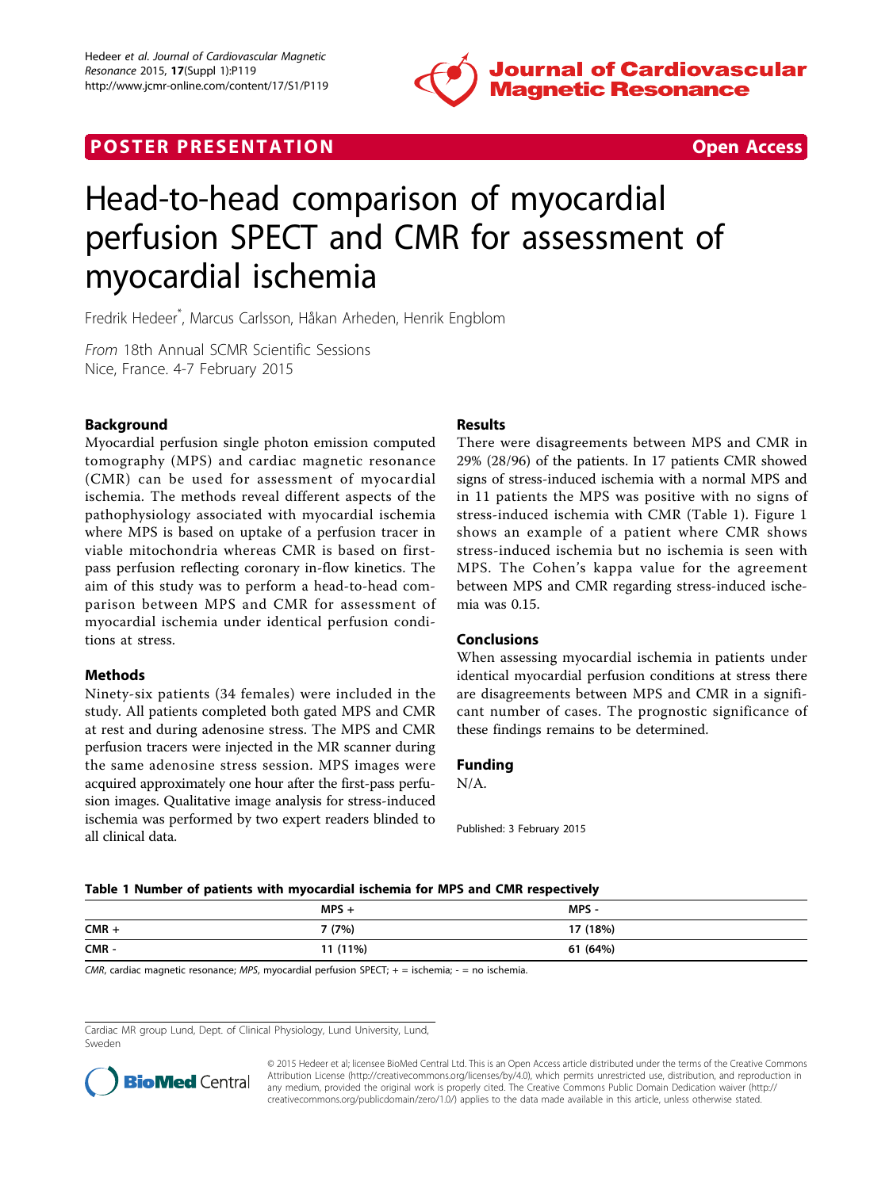POSTER PRESENTATION Open Access

# Head-to-head comparison of myocardial perfusion SPECT and CMR for assessment of myocardial ischemia

Fredrik Hedeer*, Marcus Carlsson, Håkan Arheden, Henrik Engblom

*From* 18th Annual SCMR Scientific Sessions
Nice, France. 4-7 February 2015

## Background

Myocardial perfusion single photon emission computed tomography (MPS) and cardiac magnetic resonance (CMR) can be used for assessment of myocardial ischemia. The methods reveal different aspects of the pathophysiology associated with myocardial ischemia where MPS is based on uptake of a perfusion tracer in viable mitochondria whereas CMR is based on first-pass perfusion reflecting coronary in-flow kinetics. The aim of this study was to perform a head-to-head comparison between MPS and CMR for assessment of myocardial ischemia under identical perfusion conditions at stress.

## Methods

Ninety-six patients (34 females) were included in the study. All patients completed both gated MPS and CMR at rest and during adenosine stress. The MPS and CMR perfusion tracers were injected in the MR scanner during the same adenosine stress session. MPS images were acquired approximately one hour after the first-pass perfusion images. Qualitative image analysis for stress-induced ischemia was performed by two expert readers blinded to all clinical data.

## Results

There were disagreements between MPS and CMR in 29% (28/96) of the patients. In 17 patients CMR showed signs of stress-induced ischemia with a normal MPS and in 11 patients the MPS was positive with no signs of stress-induced ischemia with CMR (Table 1). Figure 1 shows an example of a patient where CMR shows stress-induced ischemia but no ischemia is seen with MPS. The Cohen's kappa value for the agreement between MPS and CMR regarding stress-induced ischemia was 0.15.

## Conclusions

When assessing myocardial ischemia in patients under identical myocardial perfusion conditions at stress there are disagreements between MPS and CMR in a significant number of cases. The prognostic significance of these findings remains to be determined.

## Funding

N/A.

Published: 3 February 2015

**Table 1 Number of patients with myocardial ischemia for MPS and CMR respectively**

| | MPS + | MPS - |
|---|---|---|
| CMR + | 7 (7%) | 17 (18%) |
| CMR - | 11 (11%) | 61 (64%) |

*CMR*, cardiac magnetic resonance; *MPS*, myocardial perfusion SPECT; + = ischemia; - = no ischemia.

Cardiac MR group Lund, Dept. of Clinical Physiology, Lund University, Lund, Sweden

© 2015 Hedeer et al; licensee BioMed Central Ltd. This is an Open Access article distributed under the terms of the Creative Commons Attribution License (http://creativecommons.org/licenses/by/4.0), which permits unrestricted use, distribution, and reproduction in any medium, provided the original work is properly cited. The Creative Commons Public Domain Dedication waiver (http://creativecommons.org/publicdomain/zero/1.0/) applies to the data made available in this article, unless otherwise stated.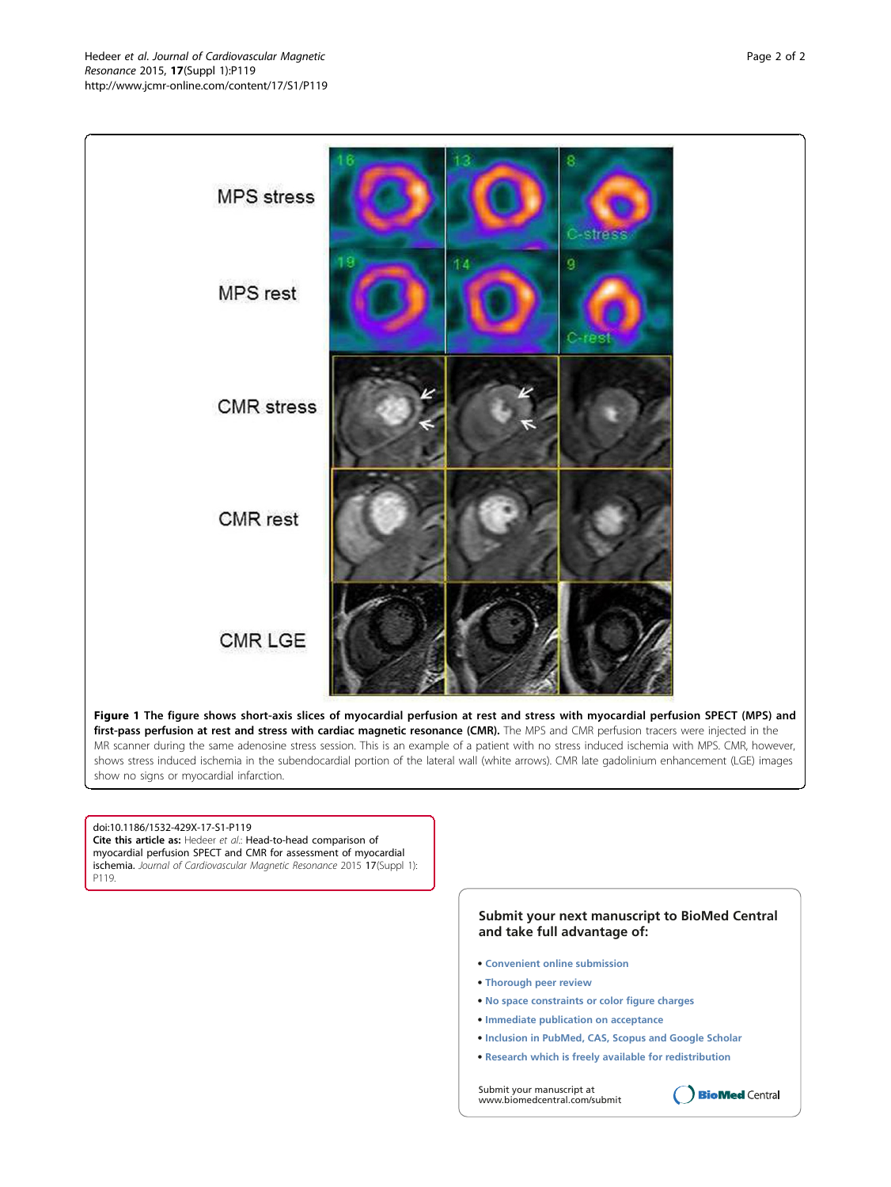MPS stress

MPS rest

CMR stress

CMR rest

CMR LGE

**Figure 1 The figure shows short-axis slices of myocardial perfusion at rest and stress with myocardial perfusion SPECT (MPS) and first-pass perfusion at rest and stress with cardiac magnetic resonance (CMR).** The MPS and CMR perfusion tracers were injected in the MR scanner during the same adenosine stress session. This is an example of a patient with no stress induced ischemia with MPS. CMR, however, shows stress induced ischemia in the subendocardial portion of the lateral wall (white arrows). CMR late gadolinium enhancement (LGE) images show no signs or myocardial infarction.

doi:10.1186/1532-429X-17-S1-P119

**Cite this article as:** Hedeer *et al.*: Head-to-head comparison of myocardial perfusion SPECT and CMR for assessment of myocardial ischemia. *Journal of Cardiovascular Magnetic Resonance* 2015 **17**(Suppl 1): P119.

**Submit your next manuscript to BioMed Central and take full advantage of:**

- **Convenient online submission**
- **Thorough peer review**
- **No space constraints or color figure charges**
- **Immediate publication on acceptance**
- **Inclusion in PubMed, CAS, Scopus and Google Scholar**
- **Research which is freely available for redistribution**

Submit your manuscript at
www.biomedcentral.com/submit